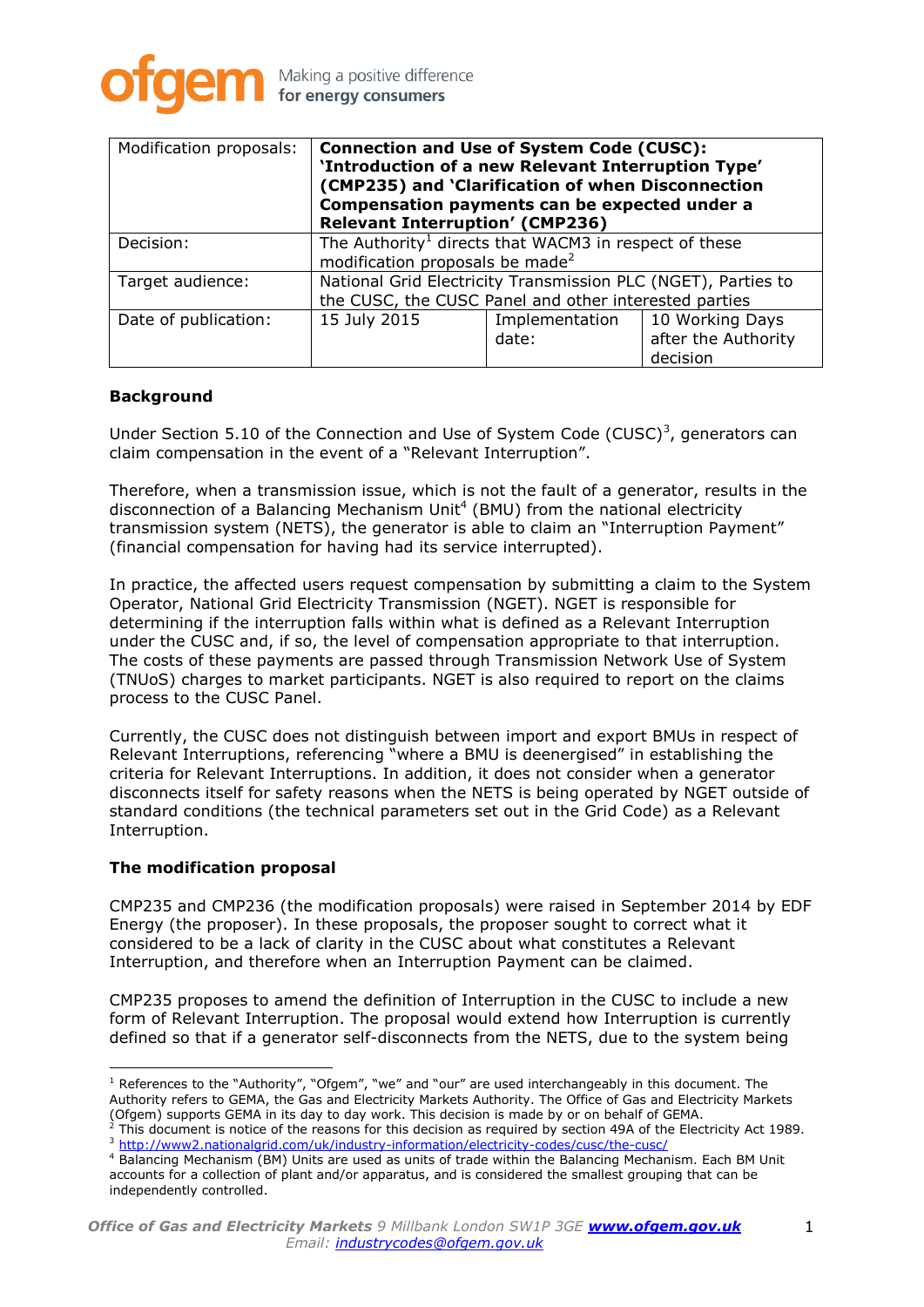ofgem Making a positive difference for energy consumers

| Modification proposals: | **Connection and Use of System Code (CUSC): 'Introduction of a new Relevant Interruption Type' (CMP235) and 'Clarification of when Disconnection Compensation payments can be expected under a Relevant Interruption' (CMP236)** | | |
|---|---|---|---|
| Decision: | The Authority[1] directs that WACM3 in respect of these modification proposals be made[2] | | |
| Target audience: | National Grid Electricity Transmission PLC (NGET), Parties to the CUSC, the CUSC Panel and other interested parties | | |
| Date of publication: | 15 July 2015 | Implementation date: | 10 Working Days after the Authority decision |

**Background**

Under Section 5.10 of the Connection and Use of System Code (CUSC)[3], generators can claim compensation in the event of a "Relevant Interruption".

Therefore, when a transmission issue, which is not the fault of a generator, results in the disconnection of a Balancing Mechanism Unit[4] (BMU) from the national electricity transmission system (NETS), the generator is able to claim an "Interruption Payment" (financial compensation for having had its service interrupted).

In practice, the affected users request compensation by submitting a claim to the System Operator, National Grid Electricity Transmission (NGET). NGET is responsible for determining if the interruption falls within what is defined as a Relevant Interruption under the CUSC and, if so, the level of compensation appropriate to that interruption. The costs of these payments are passed through Transmission Network Use of System (TNUoS) charges to market participants. NGET is also required to report on the claims process to the CUSC Panel.

Currently, the CUSC does not distinguish between import and export BMUs in respect of Relevant Interruptions, referencing "where a BMU is deenergised" in establishing the criteria for Relevant Interruptions. In addition, it does not consider when a generator disconnects itself for safety reasons when the NETS is being operated by NGET outside of standard conditions (the technical parameters set out in the Grid Code) as a Relevant Interruption.

**The modification proposal**

CMP235 and CMP236 (the modification proposals) were raised in September 2014 by EDF Energy (the proposer). In these proposals, the proposer sought to correct what it considered to be a lack of clarity in the CUSC about what constitutes a Relevant Interruption, and therefore when an Interruption Payment can be claimed.

CMP235 proposes to amend the definition of Interruption in the CUSC to include a new form of Relevant Interruption. The proposal would extend how Interruption is currently defined so that if a generator self-disconnects from the NETS, due to the system being

---

[1] References to the "Authority", "Ofgem", "we" and "our" are used interchangeably in this document. The Authority refers to GEMA, the Gas and Electricity Markets Authority. The Office of Gas and Electricity Markets (Ofgem) supports GEMA in its day to day work. This decision is made by or on behalf of GEMA.

[2] This document is notice of the reasons for this decision as required by section 49A of the Electricity Act 1989.

[3] http://www2.nationalgrid.com/uk/industry-information/electricity-codes/cusc/the-cusc/

[4] Balancing Mechanism (BM) Units are used as units of trade within the Balancing Mechanism. Each BM Unit accounts for a collection of plant and/or apparatus, and is considered the smallest grouping that can be independently controlled.

*Office of Gas and Electricity Markets* 9 Millbank London SW1P 3GE **www.ofgem.gov.uk**
*Email: industrycodes@ofgem.gov.uk*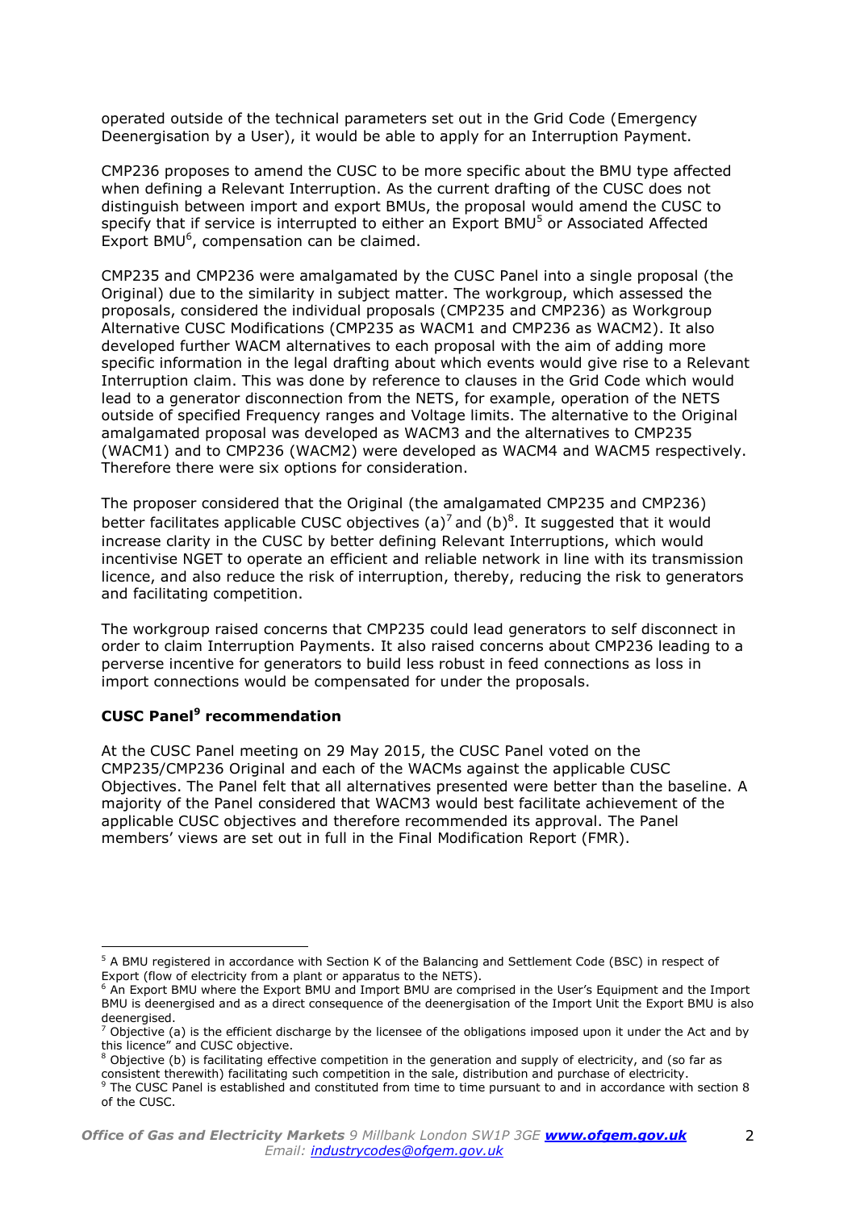operated outside of the technical parameters set out in the Grid Code (Emergency Deenergisation by a User), it would be able to apply for an Interruption Payment.

CMP236 proposes to amend the CUSC to be more specific about the BMU type affected when defining a Relevant Interruption. As the current drafting of the CUSC does not distinguish between import and export BMUs, the proposal would amend the CUSC to specify that if service is interrupted to either an Export BMU[5] or Associated Affected Export BMU[6], compensation can be claimed.

CMP235 and CMP236 were amalgamated by the CUSC Panel into a single proposal (the Original) due to the similarity in subject matter. The workgroup, which assessed the proposals, considered the individual proposals (CMP235 and CMP236) as Workgroup Alternative CUSC Modifications (CMP235 as WACM1 and CMP236 as WACM2). It also developed further WACM alternatives to each proposal with the aim of adding more specific information in the legal drafting about which events would give rise to a Relevant Interruption claim. This was done by reference to clauses in the Grid Code which would lead to a generator disconnection from the NETS, for example, operation of the NETS outside of specified Frequency ranges and Voltage limits. The alternative to the Original amalgamated proposal was developed as WACM3 and the alternatives to CMP235 (WACM1) and to CMP236 (WACM2) were developed as WACM4 and WACM5 respectively. Therefore there were six options for consideration.

The proposer considered that the Original (the amalgamated CMP235 and CMP236) better facilitates applicable CUSC objectives (a)[7] and (b)[8]. It suggested that it would increase clarity in the CUSC by better defining Relevant Interruptions, which would incentivise NGET to operate an efficient and reliable network in line with its transmission licence, and also reduce the risk of interruption, thereby, reducing the risk to generators and facilitating competition.

The workgroup raised concerns that CMP235 could lead generators to self disconnect in order to claim Interruption Payments. It also raised concerns about CMP236 leading to a perverse incentive for generators to build less robust in feed connections as loss in import connections would be compensated for under the proposals.

**CUSC Panel[9] recommendation**

At the CUSC Panel meeting on 29 May 2015, the CUSC Panel voted on the CMP235/CMP236 Original and each of the WACMs against the applicable CUSC Objectives. The Panel felt that all alternatives presented were better than the baseline. A majority of the Panel considered that WACM3 would best facilitate achievement of the applicable CUSC objectives and therefore recommended its approval. The Panel members' views are set out in full in the Final Modification Report (FMR).

---

[5] A BMU registered in accordance with Section K of the Balancing and Settlement Code (BSC) in respect of Export (flow of electricity from a plant or apparatus to the NETS).

[6] An Export BMU where the Export BMU and Import BMU are comprised in the User's Equipment and the Import BMU is deenergised and as a direct consequence of the deenergisation of the Import Unit the Export BMU is also deenergised.

[7] Objective (a) is the efficient discharge by the licensee of the obligations imposed upon it under the Act and by this licence" and CUSC objective.

[8] Objective (b) is facilitating effective competition in the generation and supply of electricity, and (so far as consistent therewith) facilitating such competition in the sale, distribution and purchase of electricity.

[9] The CUSC Panel is established and constituted from time to time pursuant to and in accordance with section 8 of the CUSC.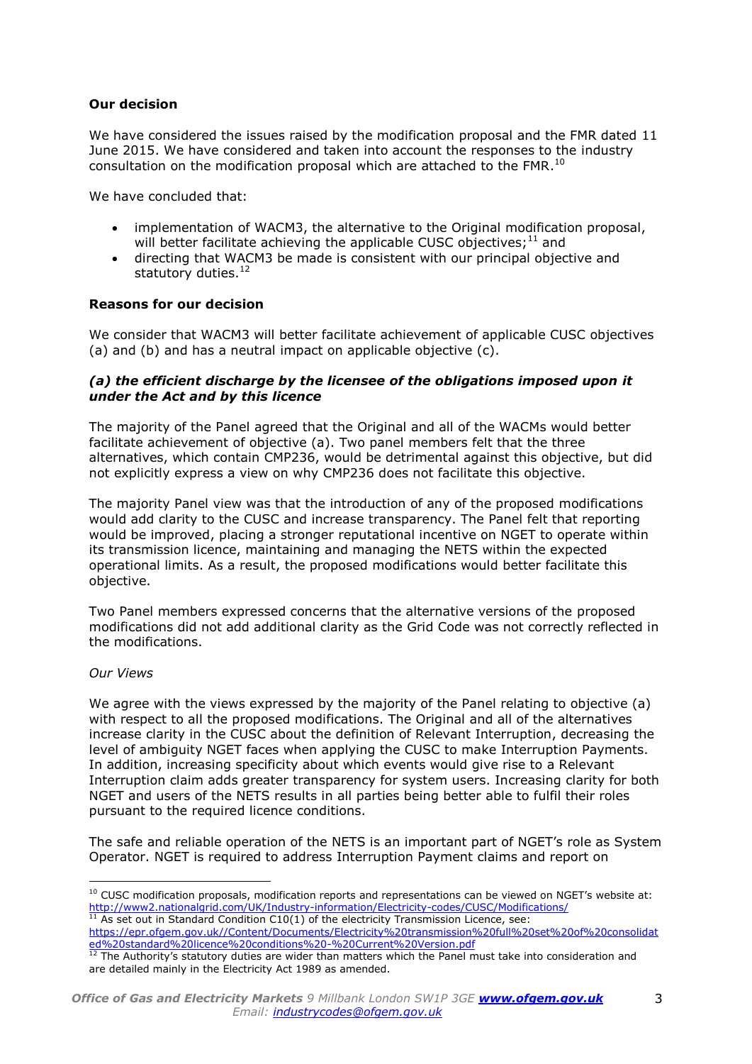**Our decision**

We have considered the issues raised by the modification proposal and the FMR dated 11 June 2015. We have considered and taken into account the responses to the industry consultation on the modification proposal which are attached to the FMR.[10]

We have concluded that:

- implementation of WACM3, the alternative to the Original modification proposal, will better facilitate achieving the applicable CUSC objectives;[11] and
- directing that WACM3 be made is consistent with our principal objective and statutory duties.[12]

**Reasons for our decision**

We consider that WACM3 will better facilitate achievement of applicable CUSC objectives (a) and (b) and has a neutral impact on applicable objective (c).

***(a) the efficient discharge by the licensee of the obligations imposed upon it under the Act and by this licence***

The majority of the Panel agreed that the Original and all of the WACMs would better facilitate achievement of objective (a). Two panel members felt that the three alternatives, which contain CMP236, would be detrimental against this objective, but did not explicitly express a view on why CMP236 does not facilitate this objective.

The majority Panel view was that the introduction of any of the proposed modifications would add clarity to the CUSC and increase transparency. The Panel felt that reporting would be improved, placing a stronger reputational incentive on NGET to operate within its transmission licence, maintaining and managing the NETS within the expected operational limits. As a result, the proposed modifications would better facilitate this objective.

Two Panel members expressed concerns that the alternative versions of the proposed modifications did not add additional clarity as the Grid Code was not correctly reflected in the modifications.

*Our Views*

We agree with the views expressed by the majority of the Panel relating to objective (a) with respect to all the proposed modifications. The Original and all of the alternatives increase clarity in the CUSC about the definition of Relevant Interruption, decreasing the level of ambiguity NGET faces when applying the CUSC to make Interruption Payments. In addition, increasing specificity about which events would give rise to a Relevant Interruption claim adds greater transparency for system users. Increasing clarity for both NGET and users of the NETS results in all parties being better able to fulfil their roles pursuant to the required licence conditions.

The safe and reliable operation of the NETS is an important part of NGET's role as System Operator. NGET is required to address Interruption Payment claims and report on

---

[10] CUSC modification proposals, modification reports and representations can be viewed on NGET's website at: http://www2.nationalgrid.com/UK/Industry-information/Electricity-codes/CUSC/Modifications/

[11] As set out in Standard Condition C10(1) of the electricity Transmission Licence, see: https://epr.ofgem.gov.uk//Content/Documents/Electricity%20transmission%20full%20set%20of%20consolidated%20standard%20licence%20conditions%20-%20Current%20Version.pdf

[12] The Authority's statutory duties are wider than matters which the Panel must take into consideration and are detailed mainly in the Electricity Act 1989 as amended.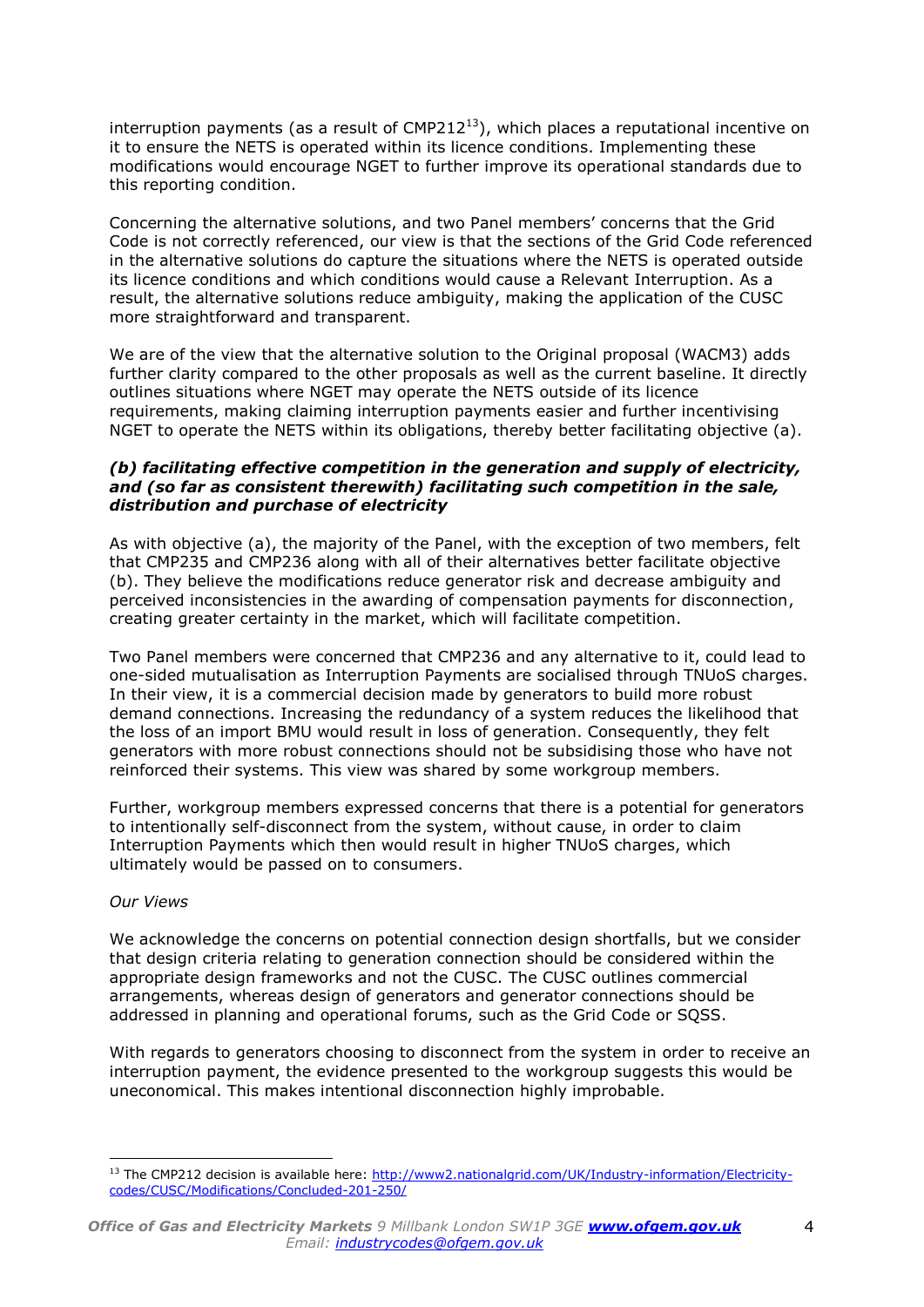interruption payments (as a result of CMP212[13]), which places a reputational incentive on it to ensure the NETS is operated within its licence conditions. Implementing these modifications would encourage NGET to further improve its operational standards due to this reporting condition.

Concerning the alternative solutions, and two Panel members' concerns that the Grid Code is not correctly referenced, our view is that the sections of the Grid Code referenced in the alternative solutions do capture the situations where the NETS is operated outside its licence conditions and which conditions would cause a Relevant Interruption. As a result, the alternative solutions reduce ambiguity, making the application of the CUSC more straightforward and transparent.

We are of the view that the alternative solution to the Original proposal (WACM3) adds further clarity compared to the other proposals as well as the current baseline. It directly outlines situations where NGET may operate the NETS outside of its licence requirements, making claiming interruption payments easier and further incentivising NGET to operate the NETS within its obligations, thereby better facilitating objective (a).

***(b) facilitating effective competition in the generation and supply of electricity, and (so far as consistent therewith) facilitating such competition in the sale, distribution and purchase of electricity***

As with objective (a), the majority of the Panel, with the exception of two members, felt that CMP235 and CMP236 along with all of their alternatives better facilitate objective (b). They believe the modifications reduce generator risk and decrease ambiguity and perceived inconsistencies in the awarding of compensation payments for disconnection, creating greater certainty in the market, which will facilitate competition.

Two Panel members were concerned that CMP236 and any alternative to it, could lead to one-sided mutualisation as Interruption Payments are socialised through TNUoS charges. In their view, it is a commercial decision made by generators to build more robust demand connections. Increasing the redundancy of a system reduces the likelihood that the loss of an import BMU would result in loss of generation. Consequently, they felt generators with more robust connections should not be subsidising those who have not reinforced their systems. This view was shared by some workgroup members.

Further, workgroup members expressed concerns that there is a potential for generators to intentionally self-disconnect from the system, without cause, in order to claim Interruption Payments which then would result in higher TNUoS charges, which ultimately would be passed on to consumers.

*Our Views*

We acknowledge the concerns on potential connection design shortfalls, but we consider that design criteria relating to generation connection should be considered within the appropriate design frameworks and not the CUSC. The CUSC outlines commercial arrangements, whereas design of generators and generator connections should be addressed in planning and operational forums, such as the Grid Code or SQSS.

With regards to generators choosing to disconnect from the system in order to receive an interruption payment, the evidence presented to the workgroup suggests this would be uneconomical. This makes intentional disconnection highly improbable.

---

[13] The CMP212 decision is available here: http://www2.nationalgrid.com/UK/Industry-information/Electricity-codes/CUSC/Modifications/Concluded-201-250/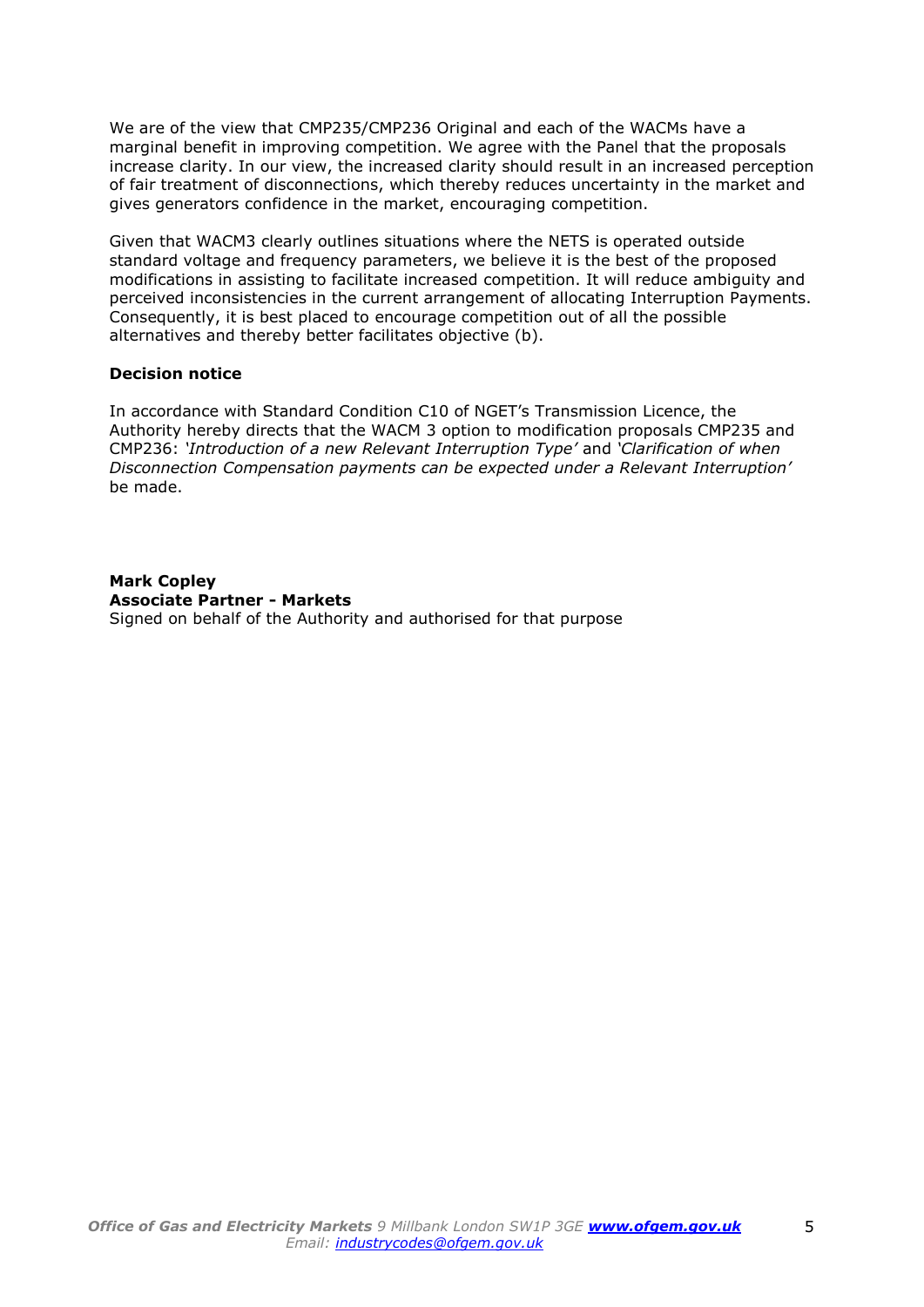We are of the view that CMP235/CMP236 Original and each of the WACMs have a marginal benefit in improving competition. We agree with the Panel that the proposals increase clarity. In our view, the increased clarity should result in an increased perception of fair treatment of disconnections, which thereby reduces uncertainty in the market and gives generators confidence in the market, encouraging competition.

Given that WACM3 clearly outlines situations where the NETS is operated outside standard voltage and frequency parameters, we believe it is the best of the proposed modifications in assisting to facilitate increased competition. It will reduce ambiguity and perceived inconsistencies in the current arrangement of allocating Interruption Payments. Consequently, it is best placed to encourage competition out of all the possible alternatives and thereby better facilitates objective (b).

**Decision notice**

In accordance with Standard Condition C10 of NGET's Transmission Licence, the Authority hereby directs that the WACM 3 option to modification proposals CMP235 and CMP236: *'Introduction of a new Relevant Interruption Type'* and *'Clarification of when Disconnection Compensation payments can be expected under a Relevant Interruption'* be made.

**Mark Copley**
**Associate Partner - Markets**
Signed on behalf of the Authority and authorised for that purpose